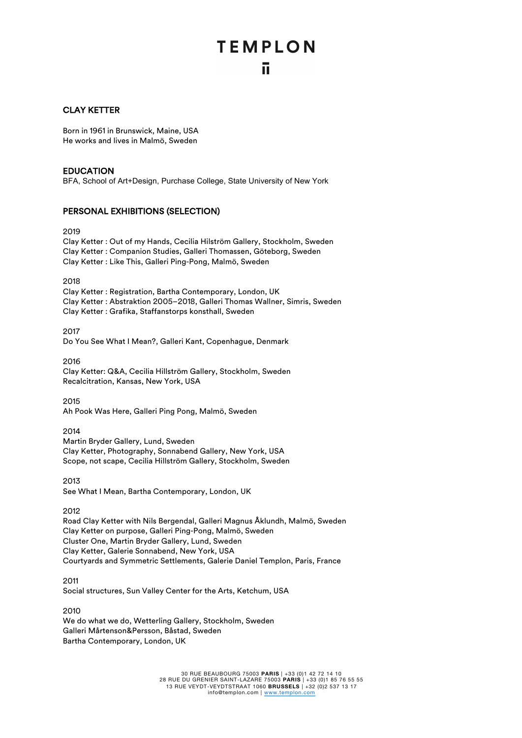# TEMPLON

## CLAY KETTER

Born in 1961 in Brunswick, Maine, USA
He works and lives in Malmö, Sweden

### EDUCATION

BFA, School of Art+Design, Purchase College, State University of New York

### PERSONAL EXHIBITIONS (SELECTION)

2019
Clay Ketter : Out of my Hands, Cecilia Hilström Gallery, Stockholm, Sweden
Clay Ketter : Companion Studies, Galleri Thomassen, Göteborg, Sweden
Clay Ketter : Like This, Galleri Ping-Pong, Malmö, Sweden

2018
Clay Ketter : Registration, Bartha Contemporary, London, UK
Clay Ketter : Abstraktion 2005–2018, Galleri Thomas Wallner, Simris, Sweden
Clay Ketter : Grafika, Staffanstorps konsthall, Sweden

2017
Do You See What I Mean?, Galleri Kant, Copenhague, Denmark

2016
Clay Ketter: Q&A, Cecilia Hillström Gallery, Stockholm, Sweden
Recalcitration, Kansas, New York, USA

2015
Ah Pook Was Here, Galleri Ping Pong, Malmö, Sweden

2014
Martin Bryder Gallery, Lund, Sweden
Clay Ketter, Photography, Sonnabend Gallery, New York, USA
Scope, not scape, Cecilia Hillström Gallery, Stockholm, Sweden

2013
See What I Mean, Bartha Contemporary, London, UK

2012
Road Clay Ketter with Nils Bergendal, Galleri Magnus Åklundh, Malmö, Sweden
Clay Ketter on purpose, Galleri Ping-Pong, Malmö, Sweden
Cluster One, Martin Bryder Gallery, Lund, Sweden
Clay Ketter, Galerie Sonnabend, New York, USA
Courtyards and Symmetric Settlements, Galerie Daniel Templon, Paris, France

2011
Social structures, Sun Valley Center for the Arts, Ketchum, USA

2010
We do what we do, Wetterling Gallery, Stockholm, Sweden
Galleri Mårtenson&Persson, Båstad, Sweden
Bartha Contemporary, London, UK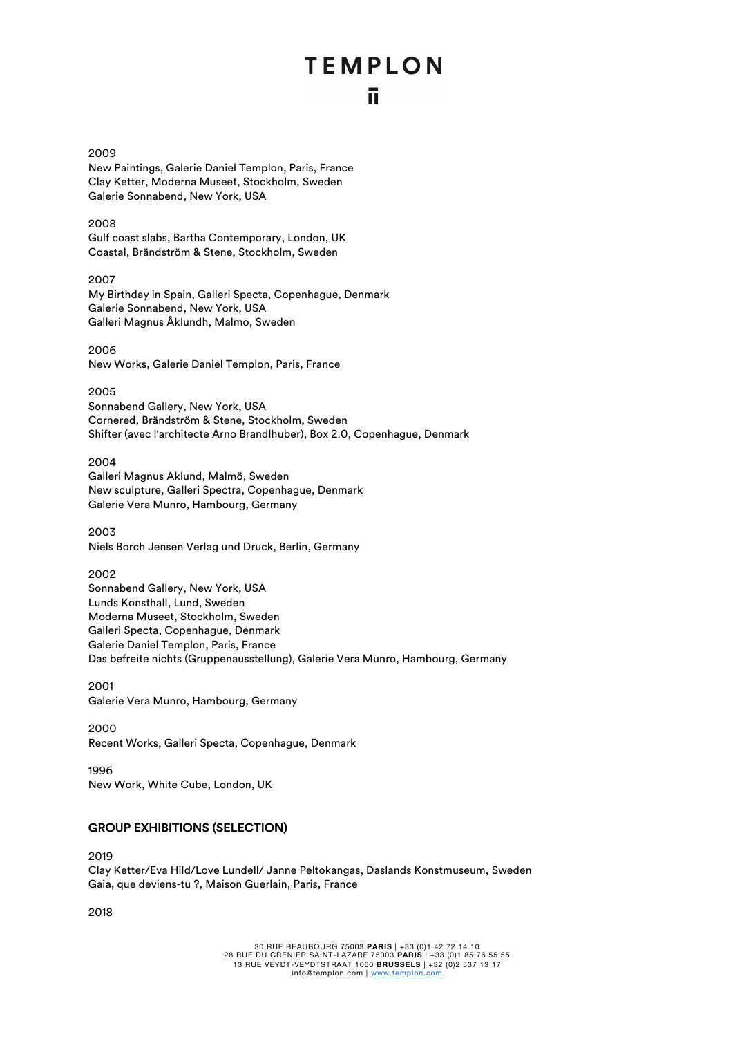2009
New Paintings, Galerie Daniel Templon, Paris, France
Clay Ketter, Moderna Museet, Stockholm, Sweden
Galerie Sonnabend, New York, USA

2008
Gulf coast slabs, Bartha Contemporary, London, UK
Coastal, Brändström & Stene, Stockholm, Sweden

2007
My Birthday in Spain, Galleri Specta, Copenhague, Denmark
Galerie Sonnabend, New York, USA
Galleri Magnus Åklundh, Malmö, Sweden

2006
New Works, Galerie Daniel Templon, Paris, France

2005
Sonnabend Gallery, New York, USA
Cornered, Brändström & Stene, Stockholm, Sweden
Shifter (avec l'architecte Arno Brandlhuber), Box 2.0, Copenhague, Denmark

2004
Galleri Magnus Aklund, Malmö, Sweden
New sculpture, Galleri Spectra, Copenhague, Denmark
Galerie Vera Munro, Hambourg, Germany

2003
Niels Borch Jensen Verlag und Druck, Berlin, Germany

2002
Sonnabend Gallery, New York, USA
Lunds Konsthall, Lund, Sweden
Moderna Museet, Stockholm, Sweden
Galleri Specta, Copenhague, Denmark
Galerie Daniel Templon, Paris, France
Das befreite nichts (Gruppenausstellung), Galerie Vera Munro, Hambourg, Germany

2001
Galerie Vera Munro, Hambourg, Germany

2000
Recent Works, Galleri Specta, Copenhague, Denmark

1996
New Work, White Cube, London, UK

## GROUP EXHIBITIONS (SELECTION)

2019
Clay Ketter/Eva Hild/Love Lundell/ Janne Peltokangas, Daslands Konstmuseum, Sweden
Gaia, que deviens-tu ?, Maison Guerlain, Paris, France

2018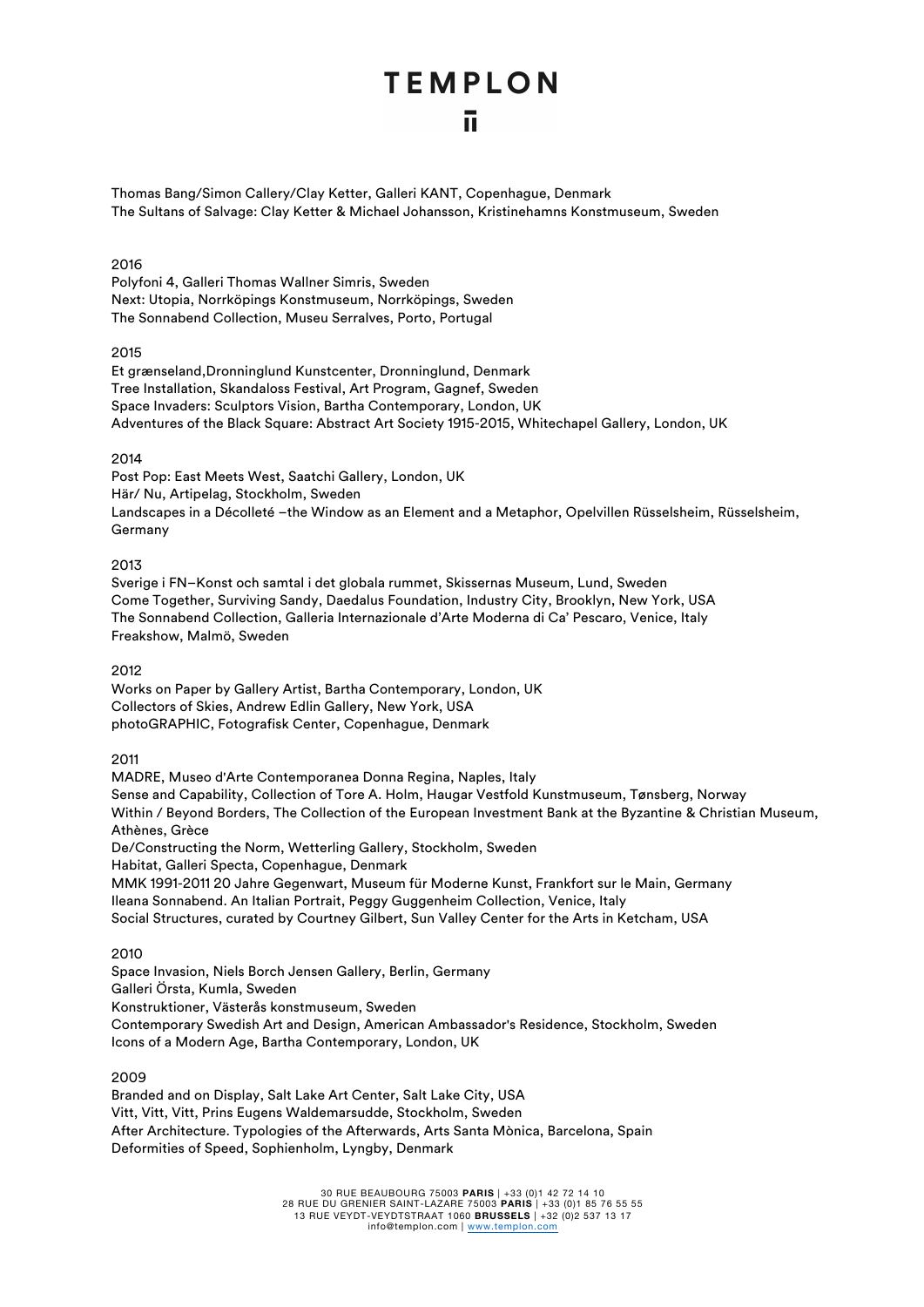Thomas Bang/Simon Callery/Clay Ketter, Galleri KANT, Copenhague, Denmark
The Sultans of Salvage: Clay Ketter & Michael Johansson, Kristinehamns Konstmuseum, Sweden

2016
Polyfoni 4, Galleri Thomas Wallner Simris, Sweden
Next: Utopia, Norrköpings Konstmuseum, Norrköpings, Sweden
The Sonnabend Collection, Museu Serralves, Porto, Portugal

2015
Et grænseland,Dronninglund Kunstcenter, Dronninglund, Denmark
Tree Installation, Skandaloss Festival, Art Program, Gagnef, Sweden
Space Invaders: Sculptors Vision, Bartha Contemporary, London, UK
Adventures of the Black Square: Abstract Art Society 1915-2015, Whitechapel Gallery, London, UK

2014
Post Pop: East Meets West, Saatchi Gallery, London, UK
Här/ Nu, Artipelag, Stockholm, Sweden
Landscapes in a Décolleté –the Window as an Element and a Metaphor, Opelvillen Rüsselsheim, Rüsselsheim, Germany

2013
Sverige i FN–Konst och samtal i det globala rummet, Skissernas Museum, Lund, Sweden
Come Together, Surviving Sandy, Daedalus Foundation, Industry City, Brooklyn, New York, USA
The Sonnabend Collection, Galleria Internazionale d'Arte Moderna di Ca' Pescaro, Venice, Italy
Freakshow, Malmö, Sweden

2012
Works on Paper by Gallery Artist, Bartha Contemporary, London, UK
Collectors of Skies, Andrew Edlin Gallery, New York, USA
photoGRAPHIC, Fotografisk Center, Copenhague, Denmark

2011
MADRE, Museo d'Arte Contemporanea Donna Regina, Naples, Italy
Sense and Capability, Collection of Tore A. Holm, Haugar Vestfold Kunstmuseum, Tønsberg, Norway
Within / Beyond Borders, The Collection of the European Investment Bank at the Byzantine & Christian Museum, Athènes, Grèce
De/Constructing the Norm, Wetterling Gallery, Stockholm, Sweden
Habitat, Galleri Specta, Copenhague, Denmark
MMK 1991-2011 20 Jahre Gegenwart, Museum für Moderne Kunst, Frankfort sur le Main, Germany
Ileana Sonnabend. An Italian Portrait, Peggy Guggenheim Collection, Venice, Italy
Social Structures, curated by Courtney Gilbert, Sun Valley Center for the Arts in Ketcham, USA

2010
Space Invasion, Niels Borch Jensen Gallery, Berlin, Germany
Galleri Örsta, Kumla, Sweden
Konstruktioner, Västerås konstmuseum, Sweden
Contemporary Swedish Art and Design, American Ambassador's Residence, Stockholm, Sweden
Icons of a Modern Age, Bartha Contemporary, London, UK

2009
Branded and on Display, Salt Lake Art Center, Salt Lake City, USA
Vitt, Vitt, Vitt, Prins Eugens Waldemarsudde, Stockholm, Sweden
After Architecture. Typologies of the Afterwards, Arts Santa Mònica, Barcelona, Spain
Deformities of Speed, Sophienholm, Lyngby, Denmark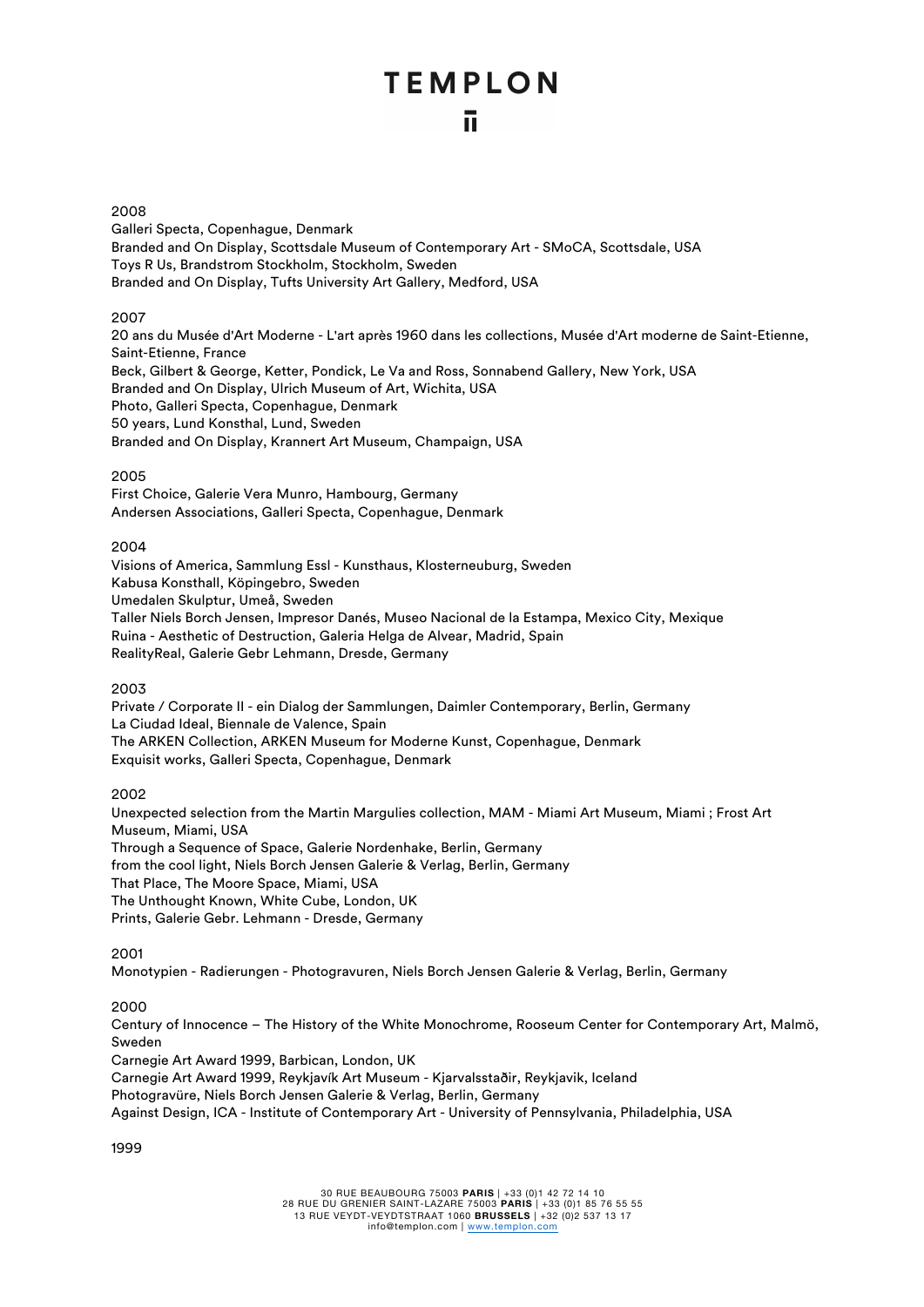2008

Galleri Specta, Copenhague, Denmark
Branded and On Display, Scottsdale Museum of Contemporary Art - SMoCA, Scottsdale, USA
Toys R Us, Brandstrom Stockholm, Stockholm, Sweden
Branded and On Display, Tufts University Art Gallery, Medford, USA

2007

20 ans du Musée d'Art Moderne - L'art après 1960 dans les collections, Musée d'Art moderne de Saint-Etienne, Saint-Etienne, France
Beck, Gilbert & George, Ketter, Pondick, Le Va and Ross, Sonnabend Gallery, New York, USA
Branded and On Display, Ulrich Museum of Art, Wichita, USA
Photo, Galleri Specta, Copenhague, Denmark
50 years, Lund Konsthal, Lund, Sweden
Branded and On Display, Krannert Art Museum, Champaign, USA

2005

First Choice, Galerie Vera Munro, Hambourg, Germany
Andersen Associations, Galleri Specta, Copenhague, Denmark

2004

Visions of America, Sammlung Essl - Kunsthaus, Klosterneuburg, Sweden
Kabusa Konsthall, Köpingebro, Sweden
Umedalen Skulptur, Umeå, Sweden
Taller Niels Borch Jensen, Impresor Danés, Museo Nacional de la Estampa, Mexico City, Mexique
Ruina - Aesthetic of Destruction, Galeria Helga de Alvear, Madrid, Spain
RealityReal, Galerie Gebr Lehmann, Dresde, Germany

2003

Private / Corporate II - ein Dialog der Sammlungen, Daimler Contemporary, Berlin, Germany
La Ciudad Ideal, Biennale de Valence, Spain
The ARKEN Collection, ARKEN Museum for Moderne Kunst, Copenhague, Denmark
Exquisit works, Galleri Specta, Copenhague, Denmark

2002

Unexpected selection from the Martin Margulies collection, MAM - Miami Art Museum, Miami ; Frost Art Museum, Miami, USA
Through a Sequence of Space, Galerie Nordenhake, Berlin, Germany
from the cool light, Niels Borch Jensen Galerie & Verlag, Berlin, Germany
That Place, The Moore Space, Miami, USA
The Unthought Known, White Cube, London, UK
Prints, Galerie Gebr. Lehmann - Dresden, Germany

2001

Monotypien - Radierungen - Photogravuren, Niels Borch Jensen Galerie & Verlag, Berlin, Germany

2000

Century of Innocence – The History of the White Monochrome, Rooseum Center for Contemporary Art, Malmö, Sweden
Carnegie Art Award 1999, Barbican, London, UK
Carnegie Art Award 1999, Reykjavík Art Museum - Kjarvalsstaðir, Reykjavik, Iceland
Photogravüre, Niels Borch Jensen Galerie & Verlag, Berlin, Germany
Against Design, ICA - Institute of Contemporary Art - University of Pennsylvania, Philadelphia, USA

1999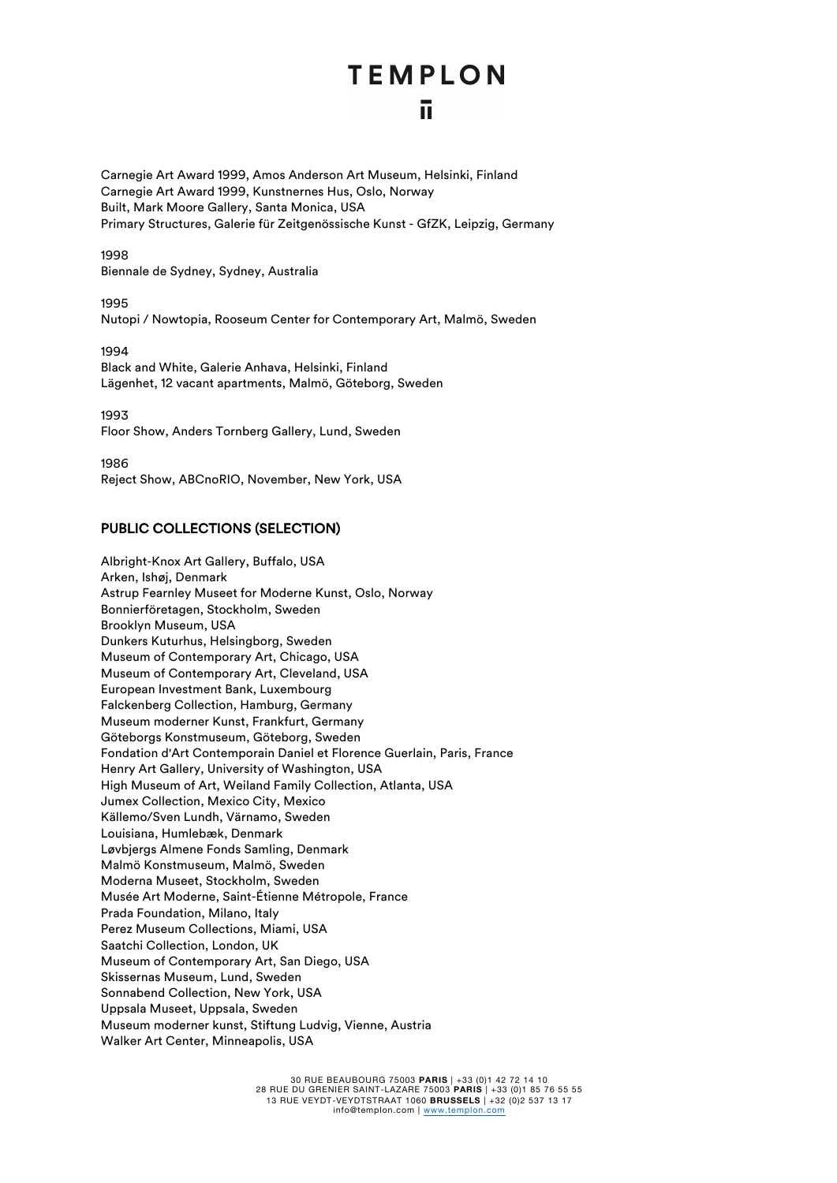Carnegie Art Award 1999, Amos Anderson Art Museum, Helsinki, Finland
Carnegie Art Award 1999, Kunstnernes Hus, Oslo, Norway
Built, Mark Moore Gallery, Santa Monica, USA
Primary Structures, Galerie für Zeitgenössische Kunst - GfZK, Leipzig, Germany

1998
Biennale de Sydney, Sydney, Australia

1995
Nutopi / Nowtopia, Rooseum Center for Contemporary Art, Malmö, Sweden

1994
Black and White, Galerie Anhava, Helsinki, Finland
Lägenhet, 12 vacant apartments, Malmö, Göteborg, Sweden

1993
Floor Show, Anders Tornberg Gallery, Lund, Sweden

1986
Reject Show, ABCnoRIO, November, New York, USA

## PUBLIC COLLECTIONS (SELECTION)

Albright-Knox Art Gallery, Buffalo, USA
Arken, Ishøj, Denmark
Astrup Fearnley Museet for Moderne Kunst, Oslo, Norway
Bonnierföretagen, Stockholm, Sweden
Brooklyn Museum, USA
Dunkers Kuturhus, Helsingborg, Sweden
Museum of Contemporary Art, Chicago, USA
Museum of Contemporary Art, Cleveland, USA
European Investment Bank, Luxembourg
Falckenberg Collection, Hamburg, Germany
Museum moderner Kunst, Frankfurt, Germany
Göteborgs Konstmuseum, Göteborg, Sweden
Fondation d'Art Contemporain Daniel et Florence Guerlain, Paris, France
Henry Art Gallery, University of Washington, USA
High Museum of Art, Weiland Family Collection, Atlanta, USA
Jumex Collection, Mexico City, Mexico
Källemo/Sven Lundh, Värnamo, Sweden
Louisiana, Humlebæk, Denmark
Løvbjergs Almene Fonds Samling, Denmark
Malmö Konstmuseum, Malmö, Sweden
Moderna Museet, Stockholm, Sweden
Musée Art Moderne, Saint-Étienne Métropole, France
Prada Foundation, Milano, Italy
Perez Museum Collections, Miami, USA
Saatchi Collection, London, UK
Museum of Contemporary Art, San Diego, USA
Skissernas Museum, Lund, Sweden
Sonnabend Collection, New York, USA
Uppsala Museet, Uppsala, Sweden
Museum moderner kunst, Stiftung Ludvig, Vienne, Austria
Walker Art Center, Minneapolis, USA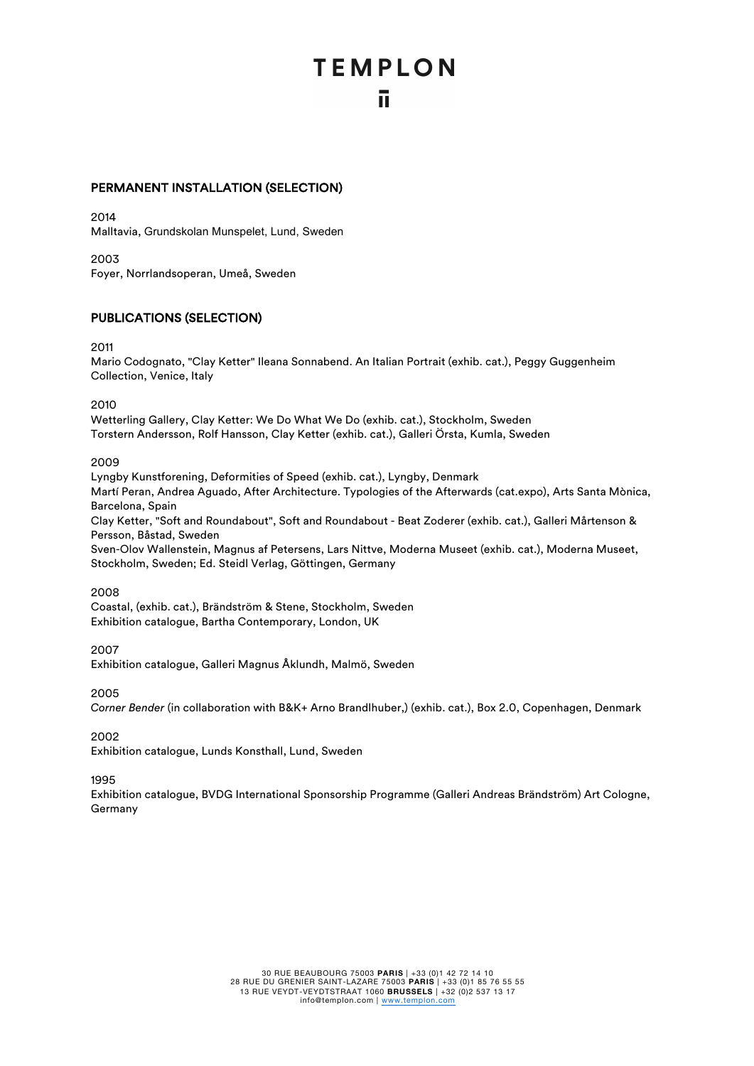## PERMANENT INSTALLATION (SELECTION)

2014
Malltavia, Grundskolan Munspelet, Lund, Sweden

2003
Foyer, Norrlandsoperan, Umeå, Sweden

## PUBLICATIONS (SELECTION)

2011
Mario Codognato, "Clay Ketter" Ileana Sonnabend. An Italian Portrait (exhib. cat.), Peggy Guggenheim Collection, Venice, Italy

2010
Wetterling Gallery, Clay Ketter: We Do What We Do (exhib. cat.), Stockholm, Sweden
Torstern Andersson, Rolf Hansson, Clay Ketter (exhib. cat.), Galleri Örsta, Kumla, Sweden

2009
Lyngby Kunstforening, Deformities of Speed (exhib. cat.), Lyngby, Denmark
Martí Peran, Andrea Aguado, After Architecture. Typologies of the Afterwards (cat.expo), Arts Santa Mònica, Barcelona, Spain
Clay Ketter, "Soft and Roundabout", Soft and Roundabout - Beat Zoderer (exhib. cat.), Galleri Mårtenson & Persson, Båstad, Sweden
Sven-Olov Wallenstein, Magnus af Petersens, Lars Nittve, Moderna Museet (exhib. cat.), Moderna Museet, Stockholm, Sweden; Ed. Steidl Verlag, Göttingen, Germany

2008
Coastal, (exhib. cat.), Brändström & Stene, Stockholm, Sweden
Exhibition catalogue, Bartha Contemporary, London, UK

2007
Exhibition catalogue, Galleri Magnus Åklundh, Malmö, Sweden

2005
*Corner Bender* (in collaboration with B&K+ Arno Brandlhuber,) (exhib. cat.), Box 2.0, Copenhagen, Denmark

2002
Exhibition catalogue, Lunds Konsthall, Lund, Sweden

1995
Exhibition catalogue, BVDG International Sponsorship Programme (Galleri Andreas Brändström) Art Cologne, Germany